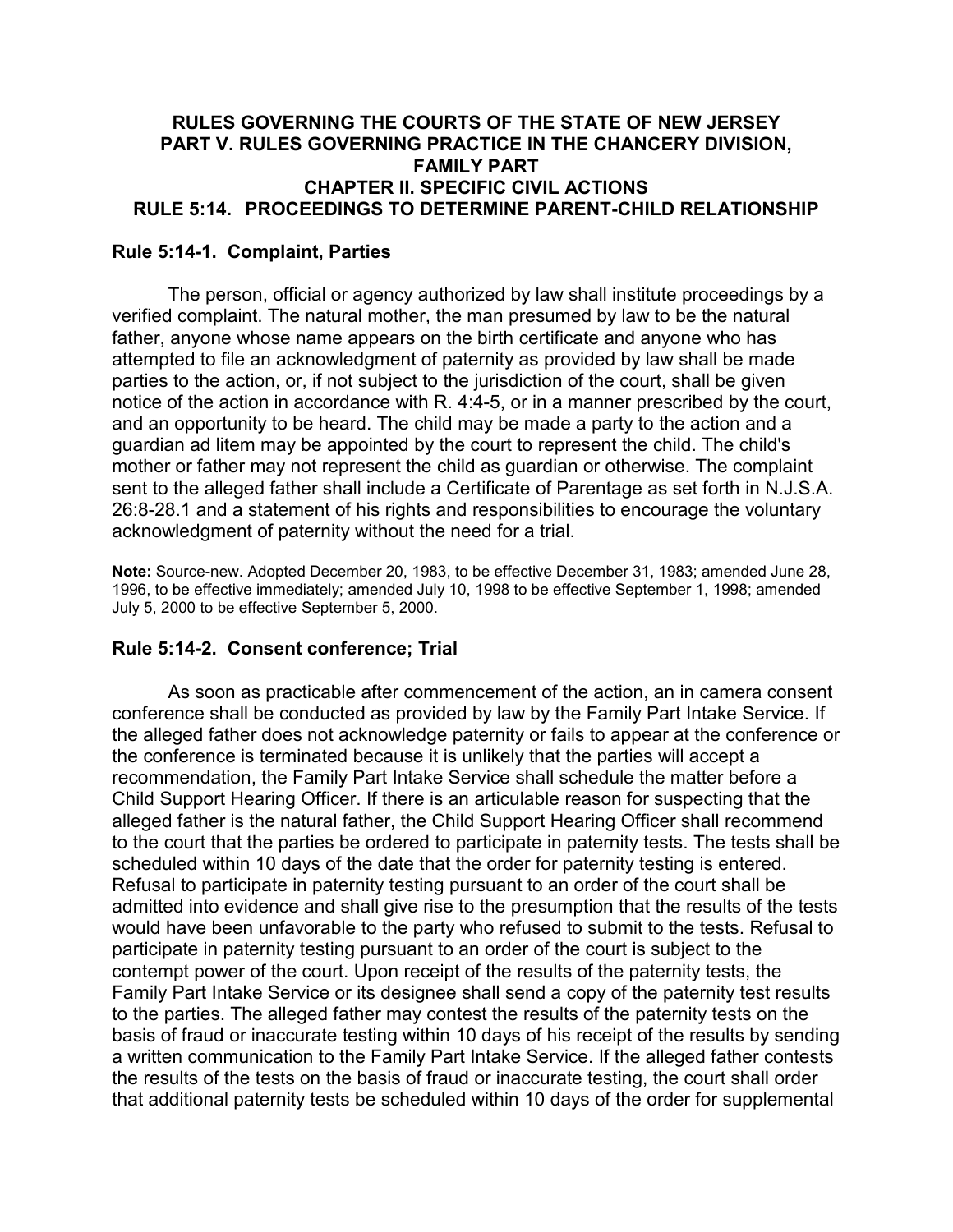# RULES GOVERNING THE COURTS OF THE STATE OF NEW JERSEY
# PART V. RULES GOVERNING PRACTICE IN THE CHANCERY DIVISION, FAMILY PART
# CHAPTER II. SPECIFIC CIVIL ACTIONS
# RULE 5:14. PROCEEDINGS TO DETERMINE PARENT-CHILD RELATIONSHIP

## Rule 5:14-1. Complaint, Parties

The person, official or agency authorized by law shall institute proceedings by a verified complaint. The natural mother, the man presumed by law to be the natural father, anyone whose name appears on the birth certificate and anyone who has attempted to file an acknowledgment of paternity as provided by law shall be made parties to the action, or, if not subject to the jurisdiction of the court, shall be given notice of the action in accordance with R. 4:4-5, or in a manner prescribed by the court, and an opportunity to be heard. The child may be made a party to the action and a guardian ad litem may be appointed by the court to represent the child. The child's mother or father may not represent the child as guardian or otherwise. The complaint sent to the alleged father shall include a Certificate of Parentage as set forth in N.J.S.A. 26:8-28.1 and a statement of his rights and responsibilities to encourage the voluntary acknowledgment of paternity without the need for a trial.

**Note:** Source-new. Adopted December 20, 1983, to be effective December 31, 1983; amended June 28, 1996, to be effective immediately; amended July 10, 1998 to be effective September 1, 1998; amended July 5, 2000 to be effective September 5, 2000.

## Rule 5:14-2. Consent conference; Trial

As soon as practicable after commencement of the action, an in camera consent conference shall be conducted as provided by law by the Family Part Intake Service. If the alleged father does not acknowledge paternity or fails to appear at the conference or the conference is terminated because it is unlikely that the parties will accept a recommendation, the Family Part Intake Service shall schedule the matter before a Child Support Hearing Officer. If there is an articulable reason for suspecting that the alleged father is the natural father, the Child Support Hearing Officer shall recommend to the court that the parties be ordered to participate in paternity tests. The tests shall be scheduled within 10 days of the date that the order for paternity testing is entered. Refusal to participate in paternity testing pursuant to an order of the court shall be admitted into evidence and shall give rise to the presumption that the results of the tests would have been unfavorable to the party who refused to submit to the tests. Refusal to participate in paternity testing pursuant to an order of the court is subject to the contempt power of the court. Upon receipt of the results of the paternity tests, the Family Part Intake Service or its designee shall send a copy of the paternity test results to the parties. The alleged father may contest the results of the paternity tests on the basis of fraud or inaccurate testing within 10 days of his receipt of the results by sending a written communication to the Family Part Intake Service. If the alleged father contests the results of the tests on the basis of fraud or inaccurate testing, the court shall order that additional paternity tests be scheduled within 10 days of the order for supplemental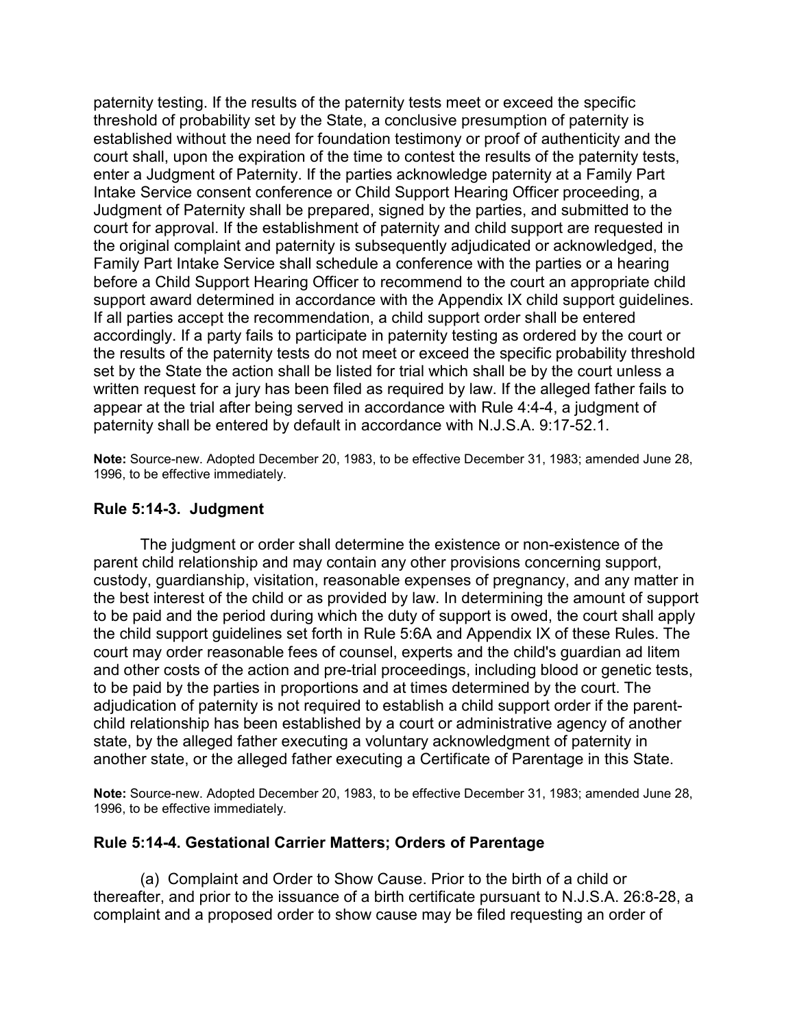paternity testing. If the results of the paternity tests meet or exceed the specific threshold of probability set by the State, a conclusive presumption of paternity is established without the need for foundation testimony or proof of authenticity and the court shall, upon the expiration of the time to contest the results of the paternity tests, enter a Judgment of Paternity. If the parties acknowledge paternity at a Family Part Intake Service consent conference or Child Support Hearing Officer proceeding, a Judgment of Paternity shall be prepared, signed by the parties, and submitted to the court for approval. If the establishment of paternity and child support are requested in the original complaint and paternity is subsequently adjudicated or acknowledged, the Family Part Intake Service shall schedule a conference with the parties or a hearing before a Child Support Hearing Officer to recommend to the court an appropriate child support award determined in accordance with the Appendix IX child support guidelines. If all parties accept the recommendation, a child support order shall be entered accordingly. If a party fails to participate in paternity testing as ordered by the court or the results of the paternity tests do not meet or exceed the specific probability threshold set by the State the action shall be listed for trial which shall be by the court unless a written request for a jury has been filed as required by law. If the alleged father fails to appear at the trial after being served in accordance with Rule 4:4-4, a judgment of paternity shall be entered by default in accordance with N.J.S.A. 9:17-52.1.

**Note:** Source-new. Adopted December 20, 1983, to be effective December 31, 1983; amended June 28, 1996, to be effective immediately.

### Rule 5:14-3. Judgment

The judgment or order shall determine the existence or non-existence of the parent child relationship and may contain any other provisions concerning support, custody, guardianship, visitation, reasonable expenses of pregnancy, and any matter in the best interest of the child or as provided by law. In determining the amount of support to be paid and the period during which the duty of support is owed, the court shall apply the child support guidelines set forth in Rule 5:6A and Appendix IX of these Rules. The court may order reasonable fees of counsel, experts and the child's guardian ad litem and other costs of the action and pre-trial proceedings, including blood or genetic tests, to be paid by the parties in proportions and at times determined by the court. The adjudication of paternity is not required to establish a child support order if the parent-child relationship has been established by a court or administrative agency of another state, by the alleged father executing a voluntary acknowledgment of paternity in another state, or the alleged father executing a Certificate of Parentage in this State.

**Note:** Source-new. Adopted December 20, 1983, to be effective December 31, 1983; amended June 28, 1996, to be effective immediately.

### Rule 5:14-4. Gestational Carrier Matters; Orders of Parentage

(a) Complaint and Order to Show Cause. Prior to the birth of a child or thereafter, and prior to the issuance of a birth certificate pursuant to N.J.S.A. 26:8-28, a complaint and a proposed order to show cause may be filed requesting an order of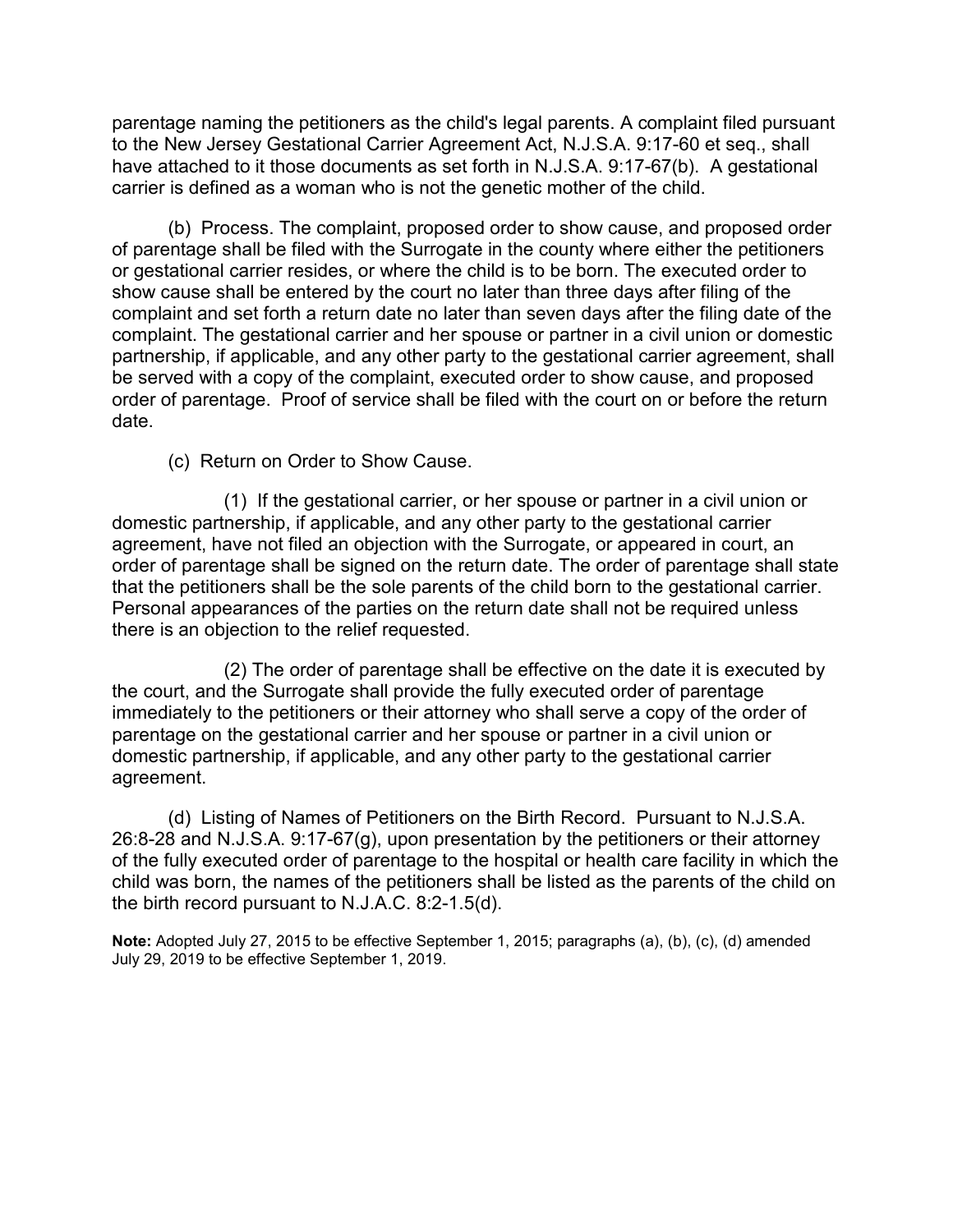parentage naming the petitioners as the child's legal parents. A complaint filed pursuant to the New Jersey Gestational Carrier Agreement Act, N.J.S.A. 9:17-60 et seq., shall have attached to it those documents as set forth in N.J.S.A. 9:17-67(b). A gestational carrier is defined as a woman who is not the genetic mother of the child.

(b) Process. The complaint, proposed order to show cause, and proposed order of parentage shall be filed with the Surrogate in the county where either the petitioners or gestational carrier resides, or where the child is to be born. The executed order to show cause shall be entered by the court no later than three days after filing of the complaint and set forth a return date no later than seven days after the filing date of the complaint. The gestational carrier and her spouse or partner in a civil union or domestic partnership, if applicable, and any other party to the gestational carrier agreement, shall be served with a copy of the complaint, executed order to show cause, and proposed order of parentage. Proof of service shall be filed with the court on or before the return date.

(c) Return on Order to Show Cause.

(1) If the gestational carrier, or her spouse or partner in a civil union or domestic partnership, if applicable, and any other party to the gestational carrier agreement, have not filed an objection with the Surrogate, or appeared in court, an order of parentage shall be signed on the return date. The order of parentage shall state that the petitioners shall be the sole parents of the child born to the gestational carrier. Personal appearances of the parties on the return date shall not be required unless there is an objection to the relief requested.

(2) The order of parentage shall be effective on the date it is executed by the court, and the Surrogate shall provide the fully executed order of parentage immediately to the petitioners or their attorney who shall serve a copy of the order of parentage on the gestational carrier and her spouse or partner in a civil union or domestic partnership, if applicable, and any other party to the gestational carrier agreement.

(d) Listing of Names of Petitioners on the Birth Record. Pursuant to N.J.S.A. 26:8-28 and N.J.S.A. 9:17-67(g), upon presentation by the petitioners or their attorney of the fully executed order of parentage to the hospital or health care facility in which the child was born, the names of the petitioners shall be listed as the parents of the child on the birth record pursuant to N.J.A.C. 8:2-1.5(d).

**Note:** Adopted July 27, 2015 to be effective September 1, 2015; paragraphs (a), (b), (c), (d) amended July 29, 2019 to be effective September 1, 2019.